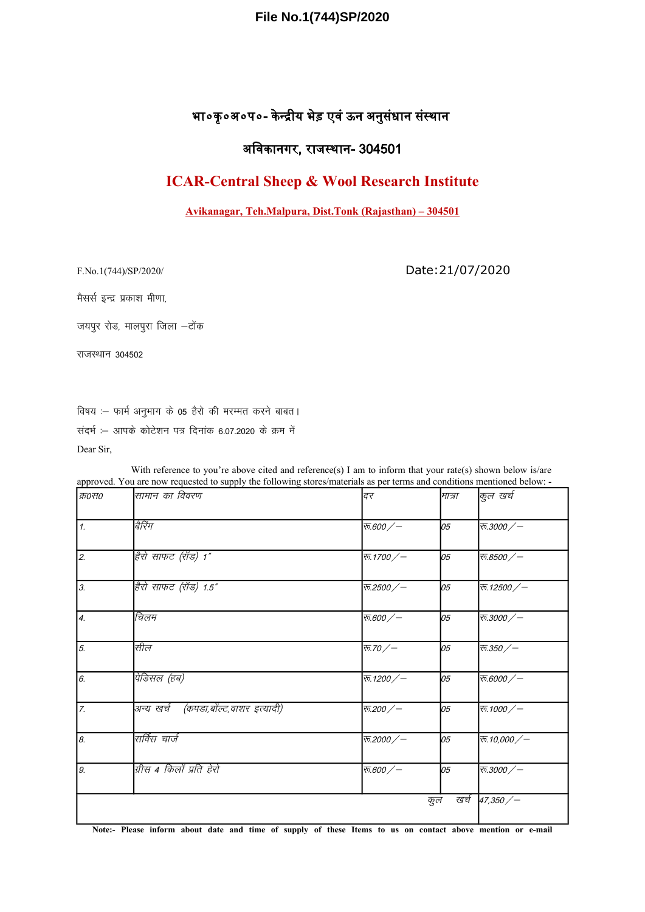File No.1(744)SP/2020

# भा०कृ०अ०प०- केन्द्रीय भेड़ एवं ऊन अनुसंधान संस्थान

## अविकानगर, राजस्थान- 304501

## ICAR-Central Sheep & Wool Research Institute

**Avikanagar, Teh.Malpura, Dist.Tonk (Rajasthan) – 304501**

F.No.1(744)/SP/2020/ Date:21/07/2020

मैसर्स इन्द्र प्रकाश मीणा,

जयपुर रोड, मालपुरा जिला –टोंक

राजस्थान 304502

विषय :– फार्म अनुभाग के 05 हैरो की मरम्मत करने बाबत।

संदर्भ :– आपके कोटेशन पत्र दिनांक 6.07.2020 के क्रम में

Dear Sir,

With reference to you're above cited and reference(s) I am to inform that your rate(s) shown below is/are approved. You are now requested to supply the following stores/materials as per terms and conditions mentioned below: -

| क्र0स0 | सामान का विवरण | दर | मात्रा | कुल खर्च |
|---|---|---|---|---|
| 1. | बैरिंग | रू.600/– | 05 | रू.3000/– |
| 2. | हैरो साफट (रॉड) 1" | रू.1700/– | 05 | रू.8500/– |
| 3. | हैरो साफट (रॉड) 1.5" | रू.2500/– | 05 | रू.12500/– |
| 4. | चिलम | रू.600/– | 05 | रू.3000/– |
| 5. | सील | रू.70/– | 05 | रू.350/– |
| 6. | पेडिसल (हब) | रू.1200/– | 05 | रू.6000/– |
| 7. | अन्य खर्च (कपडा,बोल्ट,वाशर इत्यादी) | रू.200/– | 05 | रू.1000/– |
| 8. | सर्विस चार्ज | रू.2000/– | 05 | रू.10,000/– |
| 9. | ग्रीस 4 किलो प्रति हेरो | रू.600/– | 05 | रू.3000/– |
| | | | कुल खर्च | 47,350/– |

**Note:- Please inform about date and time of supply of these Items to us on contact above mention or e-mail**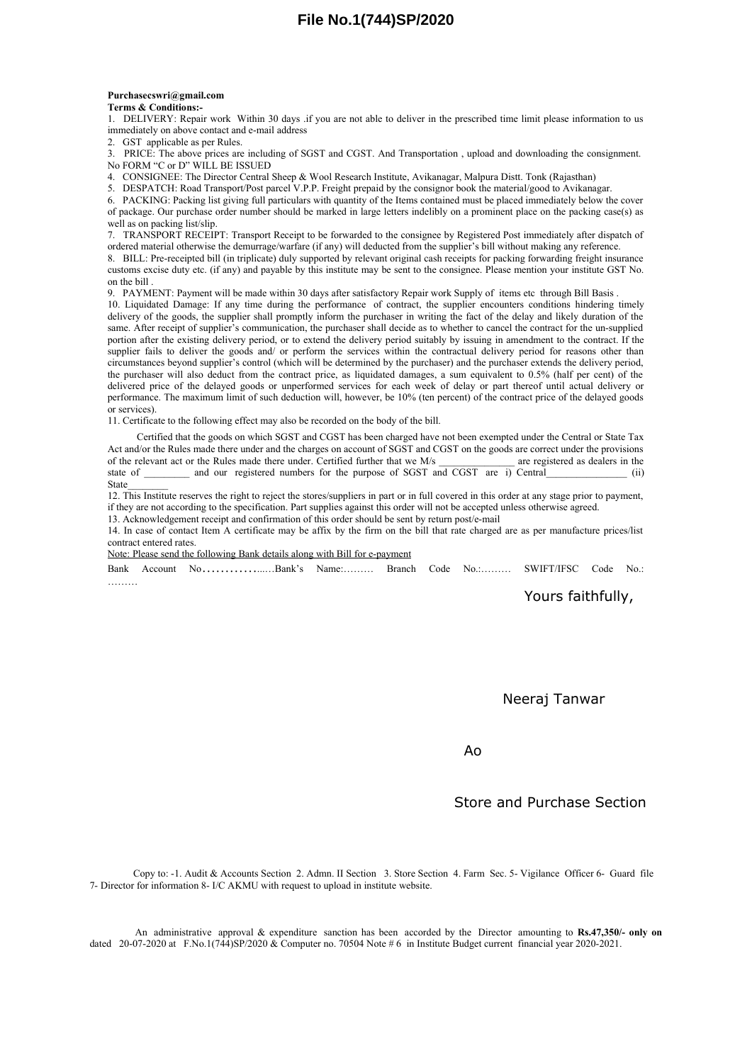**Purchasecswri@gmail.com**

**Terms & Conditions:-**

1. DELIVERY: Repair work Within 30 days .if you are not able to deliver in the prescribed time limit please information to us immediately on above contact and e-mail address
2. GST applicable as per Rules.
3. PRICE: The above prices are including of SGST and CGST. And Transportation , upload and downloading the consignment. No FORM "C or D" WILL BE ISSUED
4. CONSIGNEE: The Director Central Sheep & Wool Research Institute, Avikanagar, Malpura Distt. Tonk (Rajasthan)
5. DESPATCH: Road Transport/Post parcel V.P.P. Freight prepaid by the consignor book the material/good to Avikanagar.
6. PACKING: Packing list giving full particulars with quantity of the Items contained must be placed immediately below the cover of package. Our purchase order number should be marked in large letters indelibly on a prominent place on the packing case(s) as well as on packing list/slip.
7. TRANSPORT RECEIPT: Transport Receipt to be forwarded to the consignee by Registered Post immediately after dispatch of ordered material otherwise the demurrage/warfare (if any) will deducted from the supplier's bill without making any reference.
8. BILL: Pre-receipted bill (in triplicate) duly supported by relevant original cash receipts for packing forwarding freight insurance customs excise duty etc. (if any) and payable by this institute may be sent to the consignee. Please mention your institute GST No. on the bill .
9. PAYMENT: Payment will be made within 30 days after satisfactory Repair work Supply of items etc through Bill Basis .
10. Liquidated Damage: If any time during the performance of contract, the supplier encounters conditions hindering timely delivery of the goods, the supplier shall promptly inform the purchaser in writing the fact of the delay and likely duration of the same. After receipt of supplier's communication, the purchaser shall decide as to whether to cancel the contract for the un-supplied portion after the existing delivery period, or to extend the delivery period suitably by issuing in amendment to the contract. If the supplier fails to deliver the goods and/ or perform the services within the contractual delivery period for reasons other than circumstances beyond supplier's control (which will be determined by the purchaser) and the purchaser extends the delivery period, the purchaser will also deduct from the contract price, as liquidated damages, a sum equivalent to 0.5% (half per cent) of the delivered price of the delayed goods or unperformed services for each week of delay or part thereof until actual delivery or performance. The maximum limit of such deduction will, however, be 10% (ten percent) of the contract price of the delayed goods or services).
11. Certificate to the following effect may also be recorded on the body of the bill.

Certified that the goods on which SGST and CGST has been charged have not been exempted under the Central or State Tax Act and/or the Rules made there under and the charges on account of SGST and CGST on the goods are correct under the provisions of the relevant act or the Rules made there under. Certified further that we M/s _______________ are registered as dealers in the state of _________ and our registered numbers for the purpose of SGST and CGST are i) Central________________ (ii) State________

12. This Institute reserves the right to reject the stores/suppliers in part or in full covered in this order at any stage prior to payment, if they are not according to the specification. Part supplies against this order will not be accepted unless otherwise agreed.
13. Acknowledgement receipt and confirmation of this order should be sent by return post/e-mail
14. In case of contact Item A certificate may be affix by the firm on the bill that rate charged are as per manufacture prices/list contract entered rates.

Note: Please send the following Bank details along with Bill for e-payment

Bank Account No…………...…Bank's Name:……… Branch Code No.:……… SWIFT/IFSC Code No.: ………

Yours faithfully,

Neeraj Tanwar

Ao

Store and Purchase Section

Copy to: -1. Audit & Accounts Section 2. Admn. II Section 3. Store Section 4. Farm Sec. 5- Vigilance Officer 6- Guard file 7- Director for information 8- I/C AKMU with request to upload in institute website.

An administrative approval & expenditure sanction has been accorded by the Director amounting to **Rs.47,350/- only on** dated 20-07-2020 at F.No.1(744)SP/2020 & Computer no. 70504 Note # 6 in Institute Budget current financial year 2020-2021.